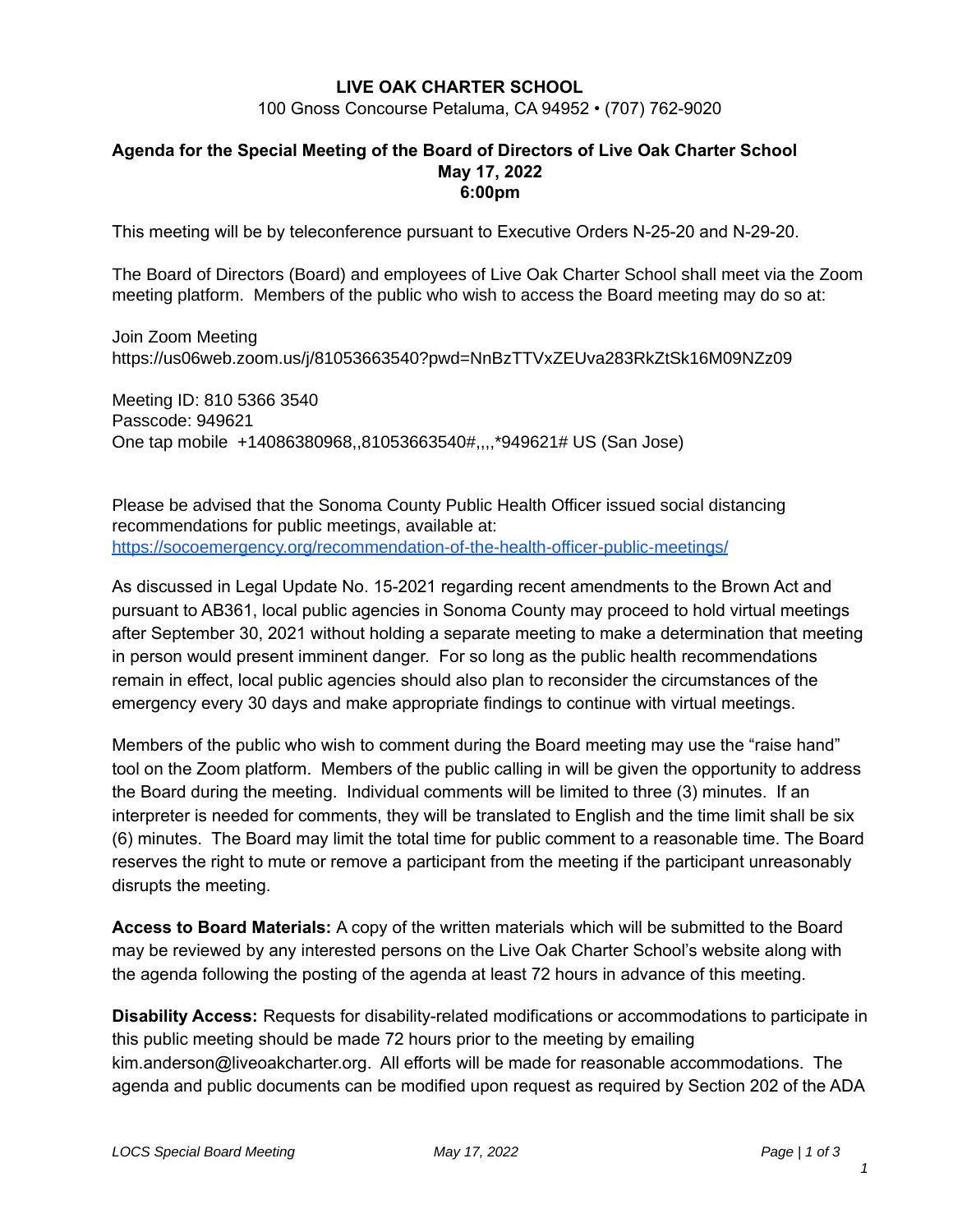**LIVE OAK CHARTER SCHOOL**

100 Gnoss Concourse Petaluma, CA 94952 • (707) 762-9020

**Agenda for the Special Meeting of the Board of Directors of Live Oak Charter School**
**May 17, 2022**
**6:00pm**

This meeting will be by teleconference pursuant to Executive Orders N-25-20 and N-29-20.

The Board of Directors (Board) and employees of Live Oak Charter School shall meet via the Zoom meeting platform. Members of the public who wish to access the Board meeting may do so at:

Join Zoom Meeting
https://us06web.zoom.us/j/81053663540?pwd=NnBzTTVxZEUva283RkZtSk16M09NZz09

Meeting ID: 810 5366 3540
Passcode: 949621
One tap mobile +14086380968,,81053663540#,,,,*949621# US (San Jose)

Please be advised that the Sonoma County Public Health Officer issued social distancing recommendations for public meetings, available at:
[https://socoemergency.org/recommendation-of-the-health-officer-public-meetings/](https://socoemergency.org/recommendation-of-the-health-officer-public-meetings/)

As discussed in Legal Update No. 15-2021 regarding recent amendments to the Brown Act and pursuant to AB361, local public agencies in Sonoma County may proceed to hold virtual meetings after September 30, 2021 without holding a separate meeting to make a determination that meeting in person would present imminent danger. For so long as the public health recommendations remain in effect, local public agencies should also plan to reconsider the circumstances of the emergency every 30 days and make appropriate findings to continue with virtual meetings.

Members of the public who wish to comment during the Board meeting may use the "raise hand" tool on the Zoom platform. Members of the public calling in will be given the opportunity to address the Board during the meeting. Individual comments will be limited to three (3) minutes. If an interpreter is needed for comments, they will be translated to English and the time limit shall be six (6) minutes. The Board may limit the total time for public comment to a reasonable time. The Board reserves the right to mute or remove a participant from the meeting if the participant unreasonably disrupts the meeting.

**Access to Board Materials:** A copy of the written materials which will be submitted to the Board may be reviewed by any interested persons on the Live Oak Charter School's website along with the agenda following the posting of the agenda at least 72 hours in advance of this meeting.

**Disability Access:** Requests for disability-related modifications or accommodations to participate in this public meeting should be made 72 hours prior to the meeting by emailing kim.anderson@liveoakcharter.org. All efforts will be made for reasonable accommodations. The agenda and public documents can be modified upon request as required by Section 202 of the ADA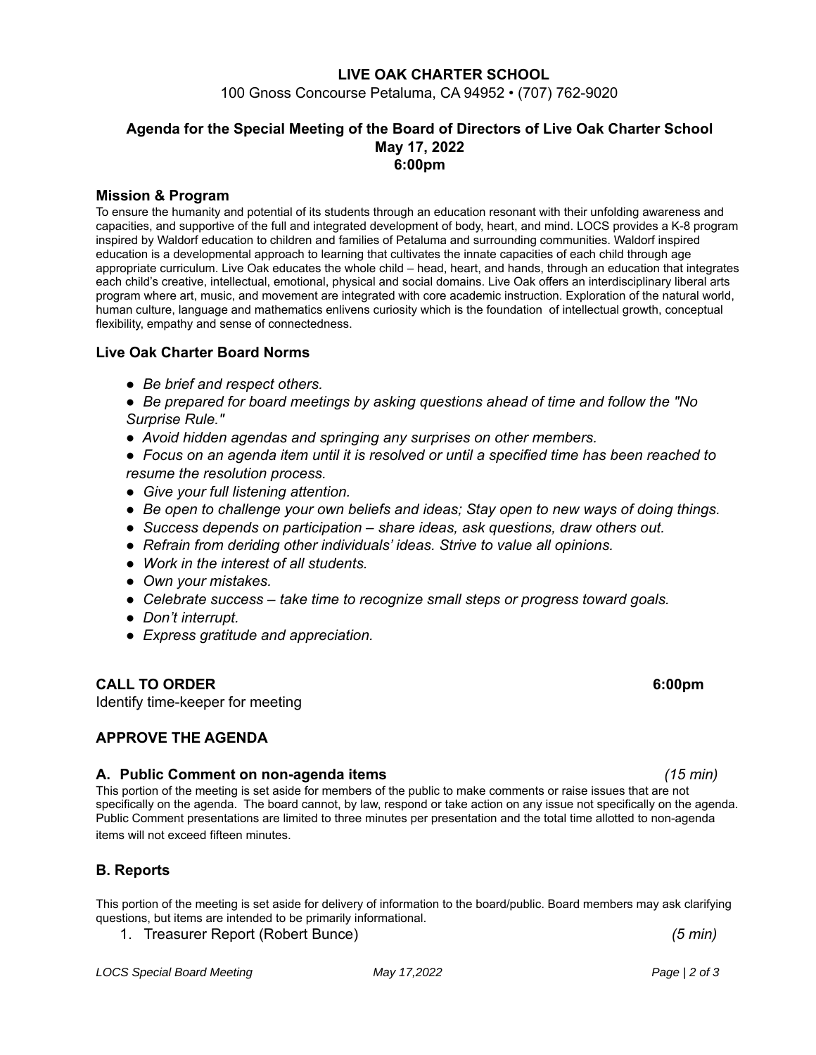**LIVE OAK CHARTER SCHOOL**

100 Gnoss Concourse Petaluma, CA 94952 • (707) 762-9020

**Agenda for the Special Meeting of the Board of Directors of Live Oak Charter School**
**May 17, 2022**
**6:00pm**

### Mission & Program

To ensure the humanity and potential of its students through an education resonant with their unfolding awareness and capacities, and supportive of the full and integrated development of body, heart, and mind. LOCS provides a K-8 program inspired by Waldorf education to children and families of Petaluma and surrounding communities. Waldorf inspired education is a developmental approach to learning that cultivates the innate capacities of each child through age appropriate curriculum. Live Oak educates the whole child – head, heart, and hands, through an education that integrates each child's creative, intellectual, emotional, physical and social domains. Live Oak offers an interdisciplinary liberal arts program where art, music, and movement are integrated with core academic instruction. Exploration of the natural world, human culture, language and mathematics enlivens curiosity which is the foundation of intellectual growth, conceptual flexibility, empathy and sense of connectedness.

### Live Oak Charter Board Norms

- *Be brief and respect others.*
- *Be prepared for board meetings by asking questions ahead of time and follow the "No Surprise Rule."*
- *Avoid hidden agendas and springing any surprises on other members.*
- *Focus on an agenda item until it is resolved or until a specified time has been reached to resume the resolution process.*
- *Give your full listening attention.*
- *Be open to challenge your own beliefs and ideas; Stay open to new ways of doing things.*
- *Success depends on participation – share ideas, ask questions, draw others out.*
- *Refrain from deriding other individuals' ideas. Strive to value all opinions.*
- *Work in the interest of all students.*
- *Own your mistakes.*
- *Celebrate success – take time to recognize small steps or progress toward goals.*
- *Don't interrupt.*
- *Express gratitude and appreciation.*

### CALL TO ORDER 6:00pm

Identify time-keeper for meeting

### APPROVE THE AGENDA

### A. Public Comment on non-agenda items *(15 min)*

This portion of the meeting is set aside for members of the public to make comments or raise issues that are not specifically on the agenda. The board cannot, by law, respond or take action on any issue not specifically on the agenda. Public Comment presentations are limited to three minutes per presentation and the total time allotted to non-agenda items will not exceed fifteen minutes.

### B. Reports

This portion of the meeting is set aside for delivery of information to the board/public. Board members may ask clarifying questions, but items are intended to be primarily informational.

1. Treasurer Report (Robert Bunce) *(5 min)*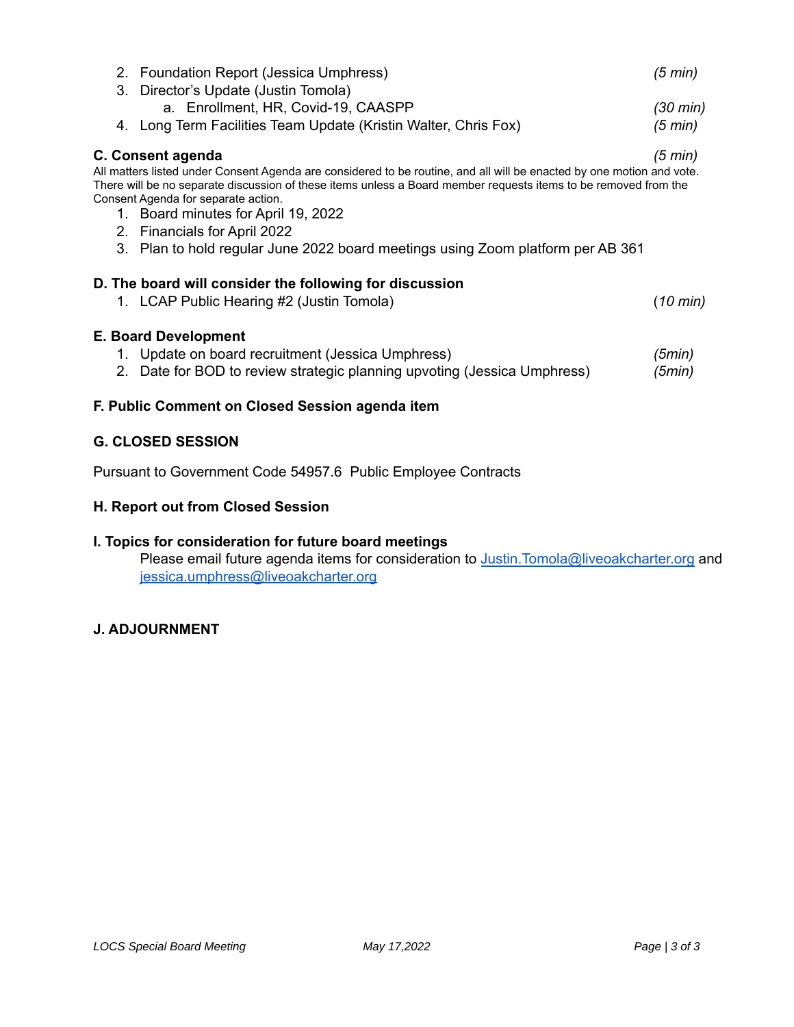2. Foundation Report (Jessica Umphress) *(5 min)*
3. Director's Update (Justin Tomola)
   a. Enrollment, HR, Covid-19, CAASPP *(30 min)*
4. Long Term Facilities Team Update (Kristin Walter, Chris Fox) *(5 min)*

**C. Consent agenda** *(5 min)*

All matters listed under Consent Agenda are considered to be routine, and all will be enacted by one motion and vote. There will be no separate discussion of these items unless a Board member requests items to be removed from the Consent Agenda for separate action.

1. Board minutes for April 19, 2022
2. Financials for April 2022
3. Plan to hold regular June 2022 board meetings using Zoom platform per AB 361

**D. The board will consider the following for discussion**

1. LCAP Public Hearing #2 (Justin Tomola) (*10 min)*

**E. Board Development**

1. Update on board recruitment (Jessica Umphress) *(5min)*
2. Date for BOD to review strategic planning upvoting (Jessica Umphress) *(5min)*

**F. Public Comment on Closed Session agenda item**

**G. CLOSED SESSION**

Pursuant to Government Code 54957.6 Public Employee Contracts

**H. Report out from Closed Session**

**I. Topics for consideration for future board meetings**

Please email future agenda items for consideration to Justin.Tomola@liveoakcharter.org and jessica.umphress@liveoakcharter.org

**J. ADJOURNMENT**